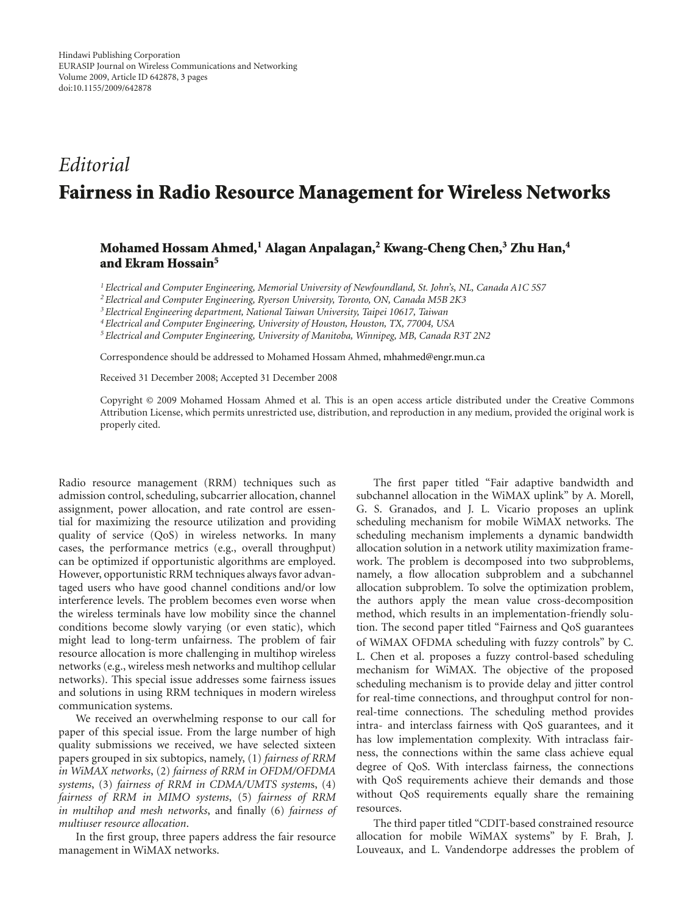*Editorial*

# Fairness in Radio Resource Management for Wireless Networks

**Mohamed Hossam Ahmed,[1] Alagan Anpalagan,[2] Kwang-Cheng Chen,[3] Zhu Han,[4] and Ekram Hossain[5]**

[1] *Electrical and Computer Engineering, Memorial University of Newfoundland, St. John's, NL, Canada A1C 5S7*
[2] *Electrical and Computer Engineering, Ryerson University, Toronto, ON, Canada M5B 2K3*
[3] *Electrical Engineering department, National Taiwan University, Taipei 10617, Taiwan*
[4] *Electrical and Computer Engineering, University of Houston, Houston, TX, 77004, USA*
[5] *Electrical and Computer Engineering, University of Manitoba, Winnipeg, MB, Canada R3T 2N2*

Correspondence should be addressed to Mohamed Hossam Ahmed, mhahmed@engr.mun.ca

Received 31 December 2008; Accepted 31 December 2008

Copyright © 2009 Mohamed Hossam Ahmed et al. This is an open access article distributed under the Creative Commons Attribution License, which permits unrestricted use, distribution, and reproduction in any medium, provided the original work is properly cited.

Radio resource management (RRM) techniques such as admission control, scheduling, subcarrier allocation, channel assignment, power allocation, and rate control are essential for maximizing the resource utilization and providing quality of service (QoS) in wireless networks. In many cases, the performance metrics (e.g., overall throughput) can be optimized if opportunistic algorithms are employed. However, opportunistic RRM techniques always favor advantaged users who have good channel conditions and/or low interference levels. The problem becomes even worse when the wireless terminals have low mobility since the channel conditions become slowly varying (or even static), which might lead to long-term unfairness. The problem of fair resource allocation is more challenging in multihop wireless networks (e.g., wireless mesh networks and multihop cellular networks). This special issue addresses some fairness issues and solutions in using RRM techniques in modern wireless communication systems.

We received an overwhelming response to our call for paper of this special issue. From the large number of high quality submissions we received, we have selected sixteen papers grouped in six subtopics, namely, (1) *fairness of RRM in WiMAX networks*, (2) *fairness of RRM in OFDM/OFDMA systems*, (3) *fairness of RRM in CDMA/UMTS systems*, (4) *fairness of RRM in MIMO systems*, (5) *fairness of RRM in multihop and mesh networks*, and finally (6) *fairness of multiuser resource allocation*.

In the first group, three papers address the fair resource management in WiMAX networks.

The first paper titled "Fair adaptive bandwidth and subchannel allocation in the WiMAX uplink" by A. Morell, G. S. Granados, and J. L. Vicario proposes an uplink scheduling mechanism for mobile WiMAX networks. The scheduling mechanism implements a dynamic bandwidth allocation solution in a network utility maximization framework. The problem is decomposed into two subproblems, namely, a flow allocation subproblem and a subchannel allocation subproblem. To solve the optimization problem, the authors apply the mean value cross-decomposition method, which results in an implementation-friendly solution. The second paper titled "Fairness and QoS guarantees of WiMAX OFDMA scheduling with fuzzy controls" by C. L. Chen et al. proposes a fuzzy control-based scheduling mechanism for WiMAX. The objective of the proposed scheduling mechanism is to provide delay and jitter control for real-time connections, and throughput control for non-real-time connections. The scheduling method provides intra- and interclass fairness with QoS guarantees, and it has low implementation complexity. With intraclass fairness, the connections within the same class achieve equal degree of QoS. With interclass fairness, the connections with QoS requirements achieve their demands and those without QoS requirements equally share the remaining resources.

The third paper titled "CDIT-based constrained resource allocation for mobile WiMAX systems" by F. Brah, J. Louveaux, and L. Vandendorpe addresses the problem of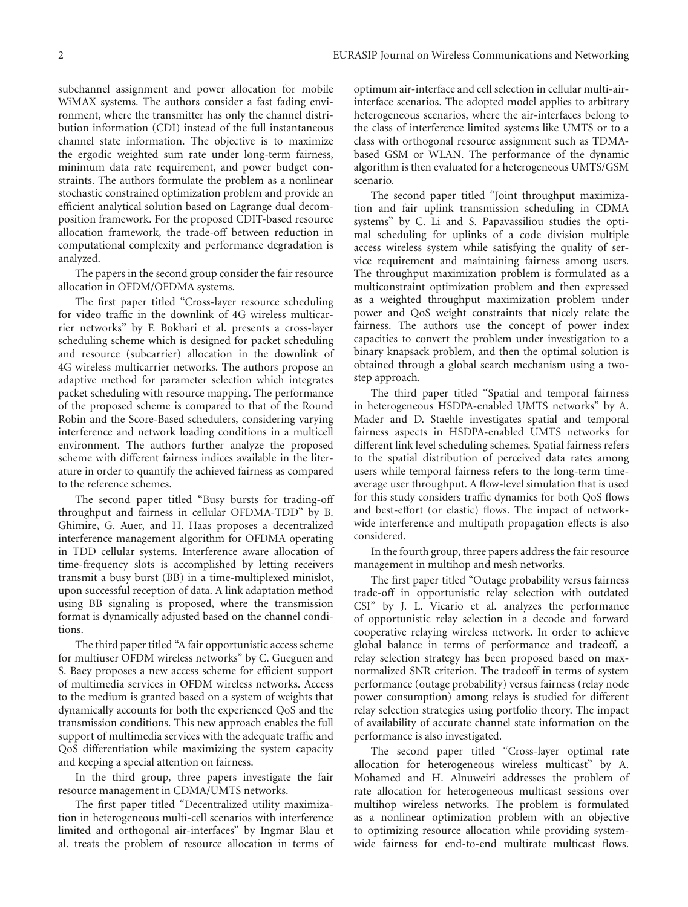subchannel assignment and power allocation for mobile WiMAX systems. The authors consider a fast fading environment, where the transmitter has only the channel distribution information (CDI) instead of the full instantaneous channel state information. The objective is to maximize the ergodic weighted sum rate under long-term fairness, minimum data rate requirement, and power budget constraints. The authors formulate the problem as a nonlinear stochastic constrained optimization problem and provide an efficient analytical solution based on Lagrange dual decomposition framework. For the proposed CDIT-based resource allocation framework, the trade-off between reduction in computational complexity and performance degradation is analyzed.

The papers in the second group consider the fair resource allocation in OFDM/OFDMA systems.

The first paper titled "Cross-layer resource scheduling for video traffic in the downlink of 4G wireless multicarrier networks" by F. Bokhari et al. presents a cross-layer scheduling scheme which is designed for packet scheduling and resource (subcarrier) allocation in the downlink of 4G wireless multicarrier networks. The authors propose an adaptive method for parameter selection which integrates packet scheduling with resource mapping. The performance of the proposed scheme is compared to that of the Round Robin and the Score-Based schedulers, considering varying interference and network loading conditions in a multicell environment. The authors further analyze the proposed scheme with different fairness indices available in the literature in order to quantify the achieved fairness as compared to the reference schemes.

The second paper titled "Busy bursts for trading-off throughput and fairness in cellular OFDMA-TDD" by B. Ghimire, G. Auer, and H. Haas proposes a decentralized interference management algorithm for OFDMA operating in TDD cellular systems. Interference aware allocation of time-frequency slots is accomplished by letting receivers transmit a busy burst (BB) in a time-multiplexed minislot, upon successful reception of data. A link adaptation method using BB signaling is proposed, where the transmission format is dynamically adjusted based on the channel conditions.

The third paper titled "A fair opportunistic access scheme for multiuser OFDM wireless networks" by C. Gueguen and S. Baey proposes a new access scheme for efficient support of multimedia services in OFDM wireless networks. Access to the medium is granted based on a system of weights that dynamically accounts for both the experienced QoS and the transmission conditions. This new approach enables the full support of multimedia services with the adequate traffic and QoS differentiation while maximizing the system capacity and keeping a special attention on fairness.

In the third group, three papers investigate the fair resource management in CDMA/UMTS networks.

The first paper titled "Decentralized utility maximization in heterogeneous multi-cell scenarios with interference limited and orthogonal air-interfaces" by Ingmar Blau et al. treats the problem of resource allocation in terms of optimum air-interface and cell selection in cellular multi-air-interface scenarios. The adopted model applies to arbitrary heterogeneous scenarios, where the air-interfaces belong to the class of interference limited systems like UMTS or to a class with orthogonal resource assignment such as TDMA-based GSM or WLAN. The performance of the dynamic algorithm is then evaluated for a heterogeneous UMTS/GSM scenario.

The second paper titled "Joint throughput maximization and fair uplink transmission scheduling in CDMA systems" by C. Li and S. Papavassiliou studies the optimal scheduling for uplinks of a code division multiple access wireless system while satisfying the quality of service requirement and maintaining fairness among users. The throughput maximization problem is formulated as a multiconstraint optimization problem and then expressed as a weighted throughput maximization problem under power and QoS weight constraints that nicely relate the fairness. The authors use the concept of power index capacities to convert the problem under investigation to a binary knapsack problem, and then the optimal solution is obtained through a global search mechanism using a two-step approach.

The third paper titled "Spatial and temporal fairness in heterogeneous HSDPA-enabled UMTS networks" by A. Mader and D. Staehle investigates spatial and temporal fairness aspects in HSDPA-enabled UMTS networks for different link level scheduling schemes. Spatial fairness refers to the spatial distribution of perceived data rates among users while temporal fairness refers to the long-term time-average user throughput. A flow-level simulation that is used for this study considers traffic dynamics for both QoS flows and best-effort (or elastic) flows. The impact of network-wide interference and multipath propagation effects is also considered.

In the fourth group, three papers address the fair resource management in multihop and mesh networks.

The first paper titled "Outage probability versus fairness trade-off in opportunistic relay selection with outdated CSI" by J. L. Vicario et al. analyzes the performance of opportunistic relay selection in a decode and forward cooperative relaying wireless network. In order to achieve global balance in terms of performance and tradeoff, a relay selection strategy has been proposed based on max-normalized SNR criterion. The tradeoff in terms of system performance (outage probability) versus fairness (relay node power consumption) among relays is studied for different relay selection strategies using portfolio theory. The impact of availability of accurate channel state information on the performance is also investigated.

The second paper titled "Cross-layer optimal rate allocation for heterogeneous wireless multicast" by A. Mohamed and H. Alnuweiri addresses the problem of rate allocation for heterogeneous multicast sessions over multihop wireless networks. The problem is formulated as a nonlinear optimization problem with an objective to optimizing resource allocation while providing system-wide fairness for end-to-end multirate multicast flows.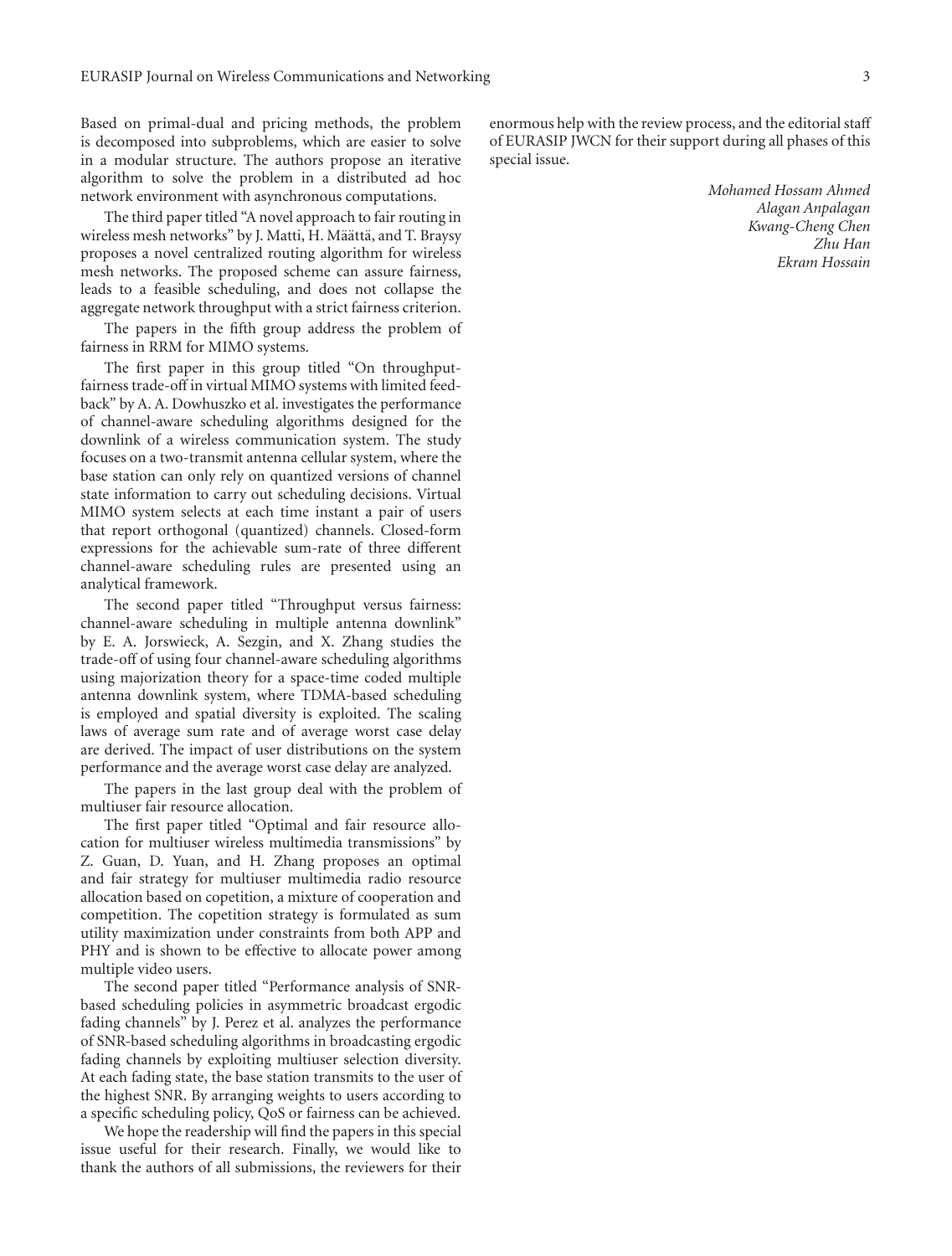Based on primal-dual and pricing methods, the problem is decomposed into subproblems, which are easier to solve in a modular structure. The authors propose an iterative algorithm to solve the problem in a distributed ad hoc network environment with asynchronous computations.

The third paper titled "A novel approach to fair routing in wireless mesh networks" by J. Matti, H. Määttä, and T. Braysy proposes a novel centralized routing algorithm for wireless mesh networks. The proposed scheme can assure fairness, leads to a feasible scheduling, and does not collapse the aggregate network throughput with a strict fairness criterion.

The papers in the fifth group address the problem of fairness in RRM for MIMO systems.

The first paper in this group titled "On throughput-fairness trade-off in virtual MIMO systems with limited feedback" by A. A. Dowhuszko et al. investigates the performance of channel-aware scheduling algorithms designed for the downlink of a wireless communication system. The study focuses on a two-transmit antenna cellular system, where the base station can only rely on quantized versions of channel state information to carry out scheduling decisions. Virtual MIMO system selects at each time instant a pair of users that report orthogonal (quantized) channels. Closed-form expressions for the achievable sum-rate of three different channel-aware scheduling rules are presented using an analytical framework.

The second paper titled "Throughput versus fairness: channel-aware scheduling in multiple antenna downlink" by E. A. Jorswieck, A. Sezgin, and X. Zhang studies the trade-off of using four channel-aware scheduling algorithms using majorization theory for a space-time coded multiple antenna downlink system, where TDMA-based scheduling is employed and spatial diversity is exploited. The scaling laws of average sum rate and of average worst case delay are derived. The impact of user distributions on the system performance and the average worst case delay are analyzed.

The papers in the last group deal with the problem of multiuser fair resource allocation.

The first paper titled "Optimal and fair resource allocation for multiuser wireless multimedia transmissions" by Z. Guan, D. Yuan, and H. Zhang proposes an optimal and fair strategy for multiuser multimedia radio resource allocation based on copetition, a mixture of cooperation and competition. The copetition strategy is formulated as sum utility maximization under constraints from both APP and PHY and is shown to be effective to allocate power among multiple video users.

The second paper titled "Performance analysis of SNR-based scheduling policies in asymmetric broadcast ergodic fading channels" by J. Perez et al. analyzes the performance of SNR-based scheduling algorithms in broadcasting ergodic fading channels by exploiting multiuser selection diversity. At each fading state, the base station transmits to the user of the highest SNR. By arranging weights to users according to a specific scheduling policy, QoS or fairness can be achieved.

We hope the readership will find the papers in this special issue useful for their research. Finally, we would like to thank the authors of all submissions, the reviewers for their enormous help with the review process, and the editorial staff of EURASIP JWCN for their support during all phases of this special issue.

*Mohamed Hossam Ahmed*
*Alagan Anpalagan*
*Kwang-Cheng Chen*
*Zhu Han*
*Ekram Hossain*